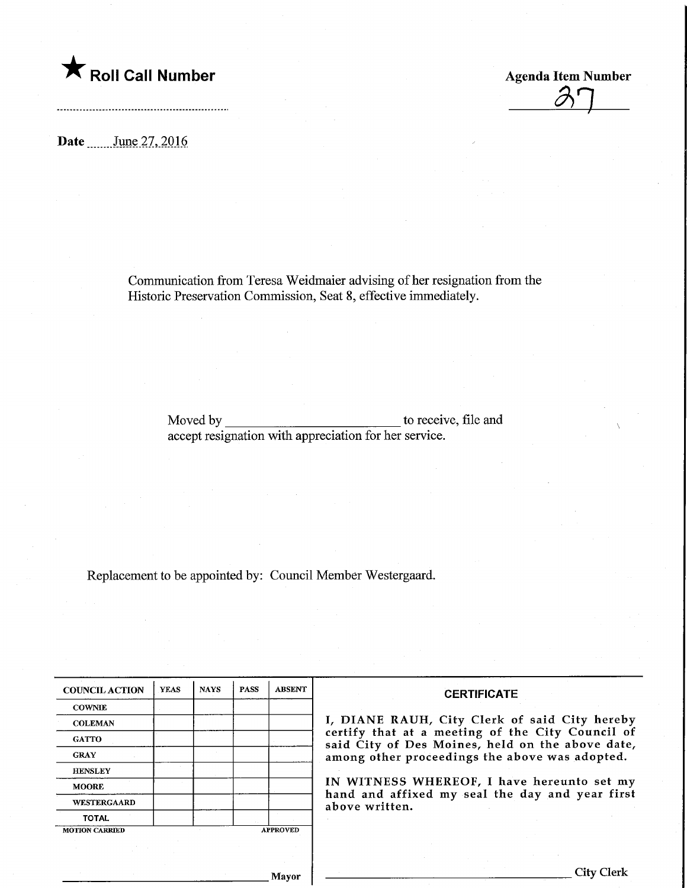★ **Roll Call Number**

**Agenda Item Number**

37

**Date** June 27, 2016

Communication from Teresa Weidmaier advising of her resignation from the Historic Preservation Commission, Seat 8, effective immediately.

Moved by ________________________ to receive, file and accept resignation with appreciation for her service.

Replacement to be appointed by: Council Member Westergaard.

| COUNCIL ACTION | YEAS | NAYS | PASS | ABSENT |
|---|---|---|---|---|
| COWNIE | | | | |
| COLEMAN | | | | |
| GATTO | | | | |
| GRAY | | | | |
| HENSLEY | | | | |
| MOORE | | | | |
| WESTERGAARD | | | | |
| TOTAL | | | | |

MOTION CARRIED APPROVED

________________________ Mayor

**CERTIFICATE**

I, DIANE RAUH, City Clerk of said City hereby certify that at a meeting of the City Council of said City of Des Moines, held on the above date, among other proceedings the above was adopted.

IN WITNESS WHEREOF, I have hereunto set my hand and affixed my seal the day and year first above written.

________________________ City Clerk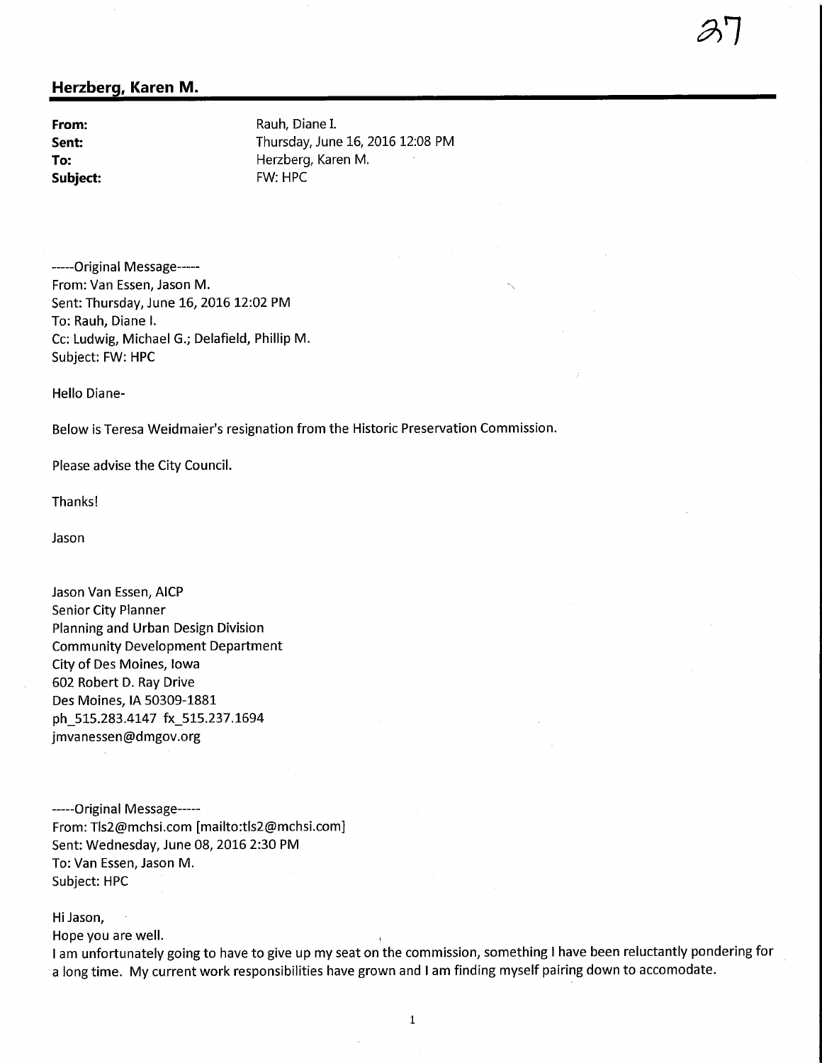**Herzberg, Karen M.**

**From:** Rauh, Diane I.
**Sent:** Thursday, June 16, 2016 12:08 PM
**To:** Herzberg, Karen M.
**Subject:** FW: HPC

-----Original Message-----
From: Van Essen, Jason M.
Sent: Thursday, June 16, 2016 12:02 PM
To: Rauh, Diane I.
Cc: Ludwig, Michael G.; Delafield, Phillip M.
Subject: FW: HPC

Hello Diane-

Below is Teresa Weidmaier's resignation from the Historic Preservation Commission.

Please advise the City Council.

Thanks!

Jason

Jason Van Essen, AICP
Senior City Planner
Planning and Urban Design Division
Community Development Department
City of Des Moines, Iowa
602 Robert D. Ray Drive
Des Moines, IA 50309-1881
ph_515.283.4147 fx_515.237.1694
jmvanessen@dmgov.org

-----Original Message-----
From: Tls2@mchsi.com [mailto:tls2@mchsi.com]
Sent: Wednesday, June 08, 2016 2:30 PM
To: Van Essen, Jason M.
Subject: HPC

Hi Jason,
Hope you are well.
I am unfortunately going to have to give up my seat on the commission, something I have been reluctantly pondering for a long time. My current work responsibilities have grown and I am finding myself pairing down to accomodate.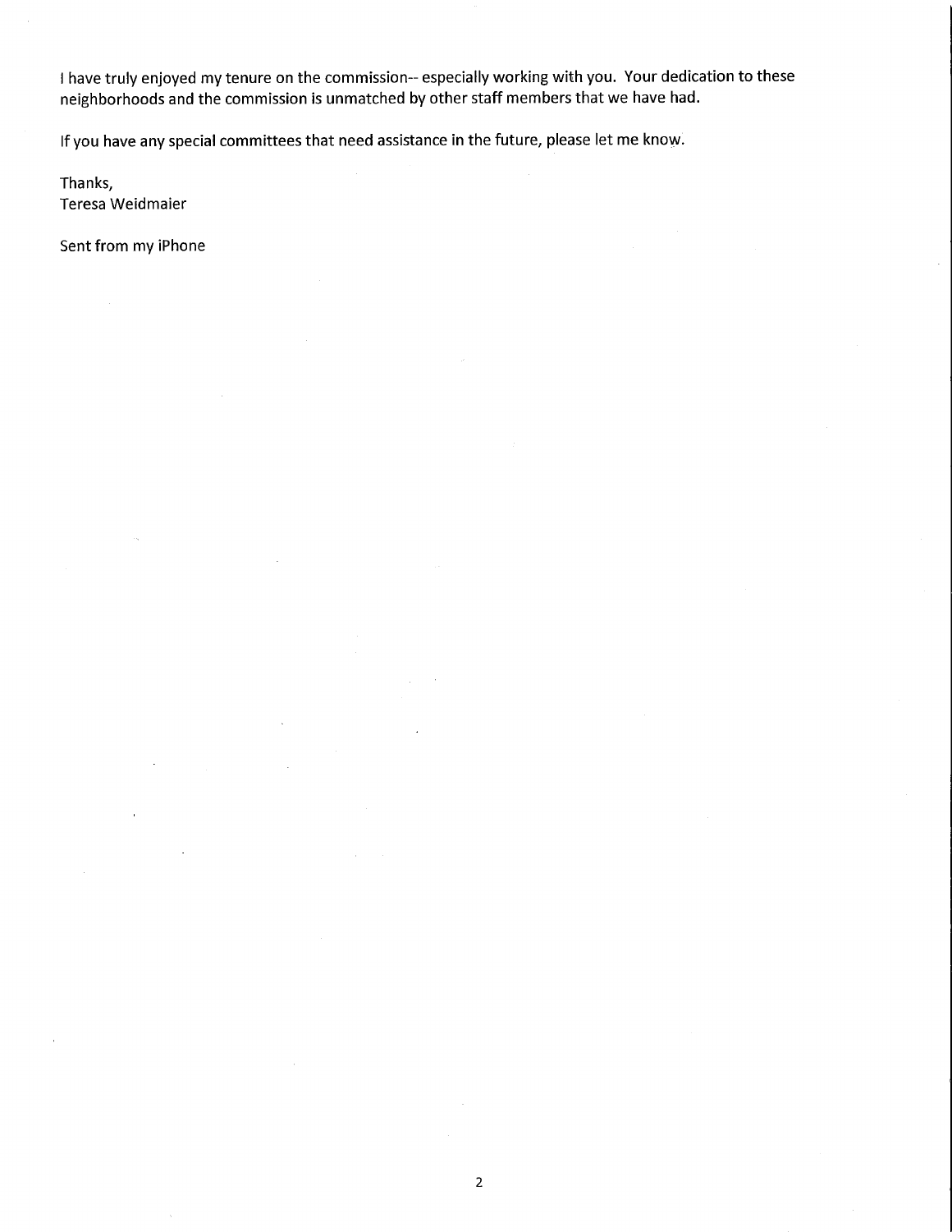I have truly enjoyed my tenure on the commission-- especially working with you. Your dedication to these neighborhoods and the commission is unmatched by other staff members that we have had.

If you have any special committees that need assistance in the future, please let me know.

Thanks,
Teresa Weidmaier

Sent from my iPhone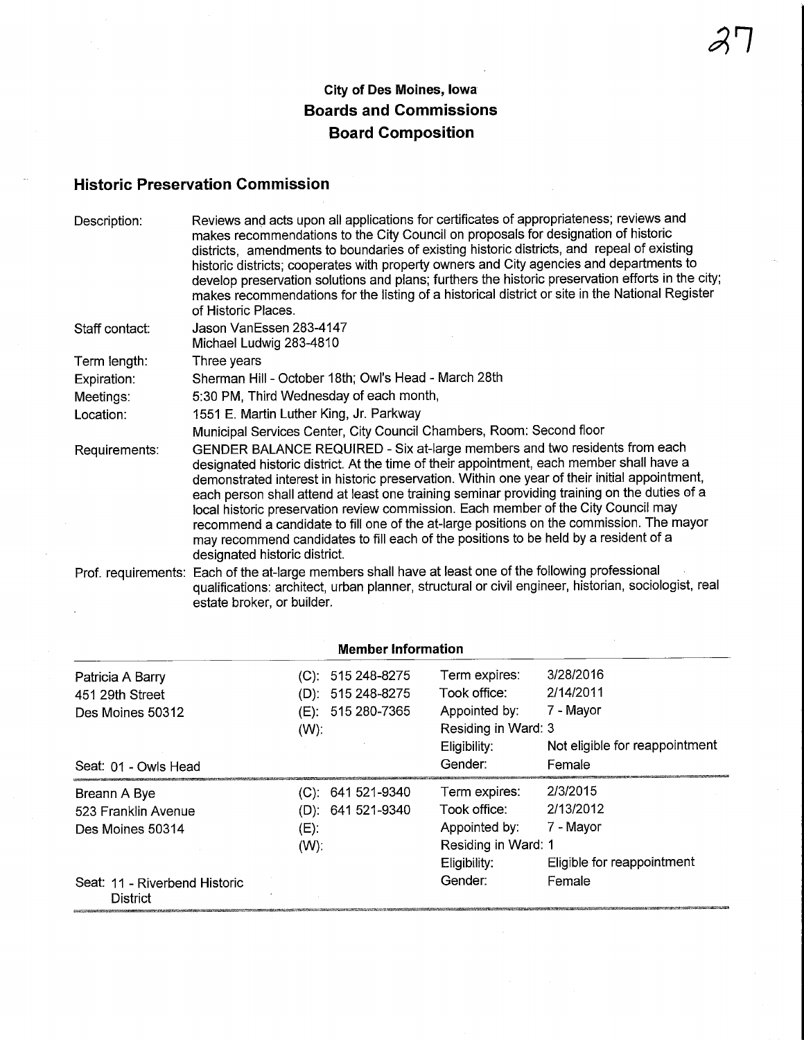# City of Des Moines, Iowa
## Boards and Commissions
## Board Composition

### Historic Preservation Commission

| | |
|---|---|
| Description: | Reviews and acts upon all applications for certificates of appropriateness; reviews and makes recommendations to the City Council on proposals for designation of historic districts, amendments to boundaries of existing historic districts, and repeal of existing historic districts; cooperates with property owners and City agencies and departments to develop preservation solutions and plans; furthers the historic preservation efforts in the city; makes recommendations for the listing of a historical district or site in the National Register of Historic Places. |
| Staff contact: | Jason VanEssen 283-4147<br>Michael Ludwig 283-4810 |
| Term length: | Three years |
| Expiration: | Sherman Hill - October 18th; Owl's Head - March 28th |
| Meetings: | 5:30 PM, Third Wednesday of each month, |
| Location: | 1551 E. Martin Luther King, Jr. Parkway<br>Municipal Services Center, City Council Chambers, Room: Second floor |
| Requirements: | GENDER BALANCE REQUIRED - Six at-large members and two residents from each designated historic district. At the time of their appointment, each member shall have a demonstrated interest in historic preservation. Within one year of their initial appointment, each person shall attend at least one training seminar providing training on the duties of a local historic preservation review commission. Each member of the City Council may recommend a candidate to fill one of the at-large positions on the commission. The mayor may recommend candidates to fill each of the positions to be held by a resident of a designated historic district. |
| Prof. requirements: | Each of the at-large members shall have at least one of the following professional qualifications: architect, urban planner, structural or civil engineer, historian, sociologist, real estate broker, or builder. |

**Member Information**

| | | | |
|---|---|---|---|
| Patricia A Barry<br>451 29th Street<br>Des Moines 50312<br><br>Seat: 01 - Owls Head | (C): 515 248-8275<br>(D): 515 248-8275<br>(E): 515 280-7365<br>(W): | Term expires:<br>Took office:<br>Appointed by:<br>Residing in Ward: 3<br>Eligibility:<br>Gender: | 3/28/2016<br>2/14/2011<br>7 - Mayor<br><br>Not eligible for reappointment<br>Female |
| Breann A Bye<br>523 Franklin Avenue<br>Des Moines 50314<br><br>Seat: 11 - Riverbend Historic District | (C): 641 521-9340<br>(D): 641 521-9340<br>(E):<br>(W): | Term expires:<br>Took office:<br>Appointed by:<br>Residing in Ward: 1<br>Eligibility:<br>Gender: | 2/3/2015<br>2/13/2012<br>7 - Mayor<br><br>Eligible for reappointment<br>Female |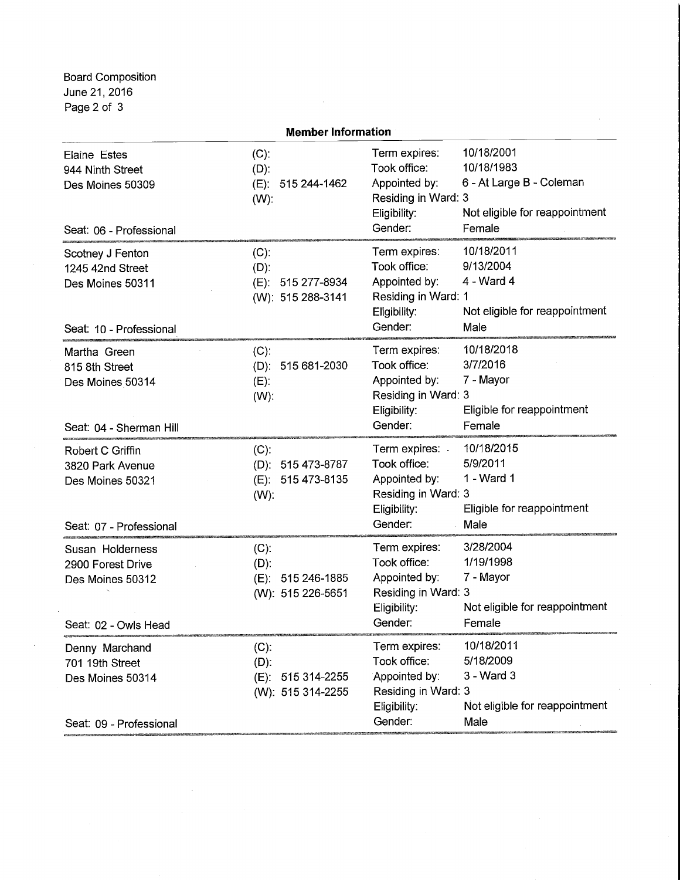Board Composition
June 21, 2016

## Member Information

| Member | Contact | Details | |
|---|---|---|---|
| Elaine Estes<br>944 Ninth Street<br>Des Moines 50309<br><br>Seat: 06 - Professional | (C):<br>(D):<br>(E): 515 244-1462<br>(W): | Term expires:<br>Took office:<br>Appointed by:<br>Residing in Ward: 3<br>Eligibility:<br>Gender: | 10/18/2001<br>10/18/1983<br>6 - At Large B - Coleman<br><br>Not eligible for reappointment<br>Female |
| Scotney J Fenton<br>1245 42nd Street<br>Des Moines 50311<br><br>Seat: 10 - Professional | (C):<br>(D):<br>(E): 515 277-8934<br>(W): 515 288-3141 | Term expires:<br>Took office:<br>Appointed by:<br>Residing in Ward: 1<br>Eligibility:<br>Gender: | 10/18/2011<br>9/13/2004<br>4 - Ward 4<br><br>Not eligible for reappointment<br>Male |
| Martha Green<br>815 8th Street<br>Des Moines 50314<br><br>Seat: 04 - Sherman Hill | (C):<br>(D): 515 681-2030<br>(E):<br>(W): | Term expires:<br>Took office:<br>Appointed by:<br>Residing in Ward: 3<br>Eligibility:<br>Gender: | 10/18/2018<br>3/7/2016<br>7 - Mayor<br><br>Eligible for reappointment<br>Female |
| Robert C Griffin<br>3820 Park Avenue<br>Des Moines 50321<br><br>Seat: 07 - Professional | (C):<br>(D): 515 473-8787<br>(E): 515 473-8135<br>(W): | Term expires:<br>Took office:<br>Appointed by:<br>Residing in Ward: 3<br>Eligibility:<br>Gender: | 10/18/2015<br>5/9/2011<br>1 - Ward 1<br><br>Eligible for reappointment<br>Male |
| Susan Holderness<br>2900 Forest Drive<br>Des Moines 50312<br><br>Seat: 02 - Owls Head | (C):<br>(D):<br>(E): 515 246-1885<br>(W): 515 226-5651 | Term expires:<br>Took office:<br>Appointed by:<br>Residing in Ward: 3<br>Eligibility:<br>Gender: | 3/28/2004<br>1/19/1998<br>7 - Mayor<br><br>Not eligible for reappointment<br>Female |
| Denny Marchand<br>701 19th Street<br>Des Moines 50314<br><br>Seat: 09 - Professional | (C):<br>(D):<br>(E): 515 314-2255<br>(W): 515 314-2255 | Term expires:<br>Took office:<br>Appointed by:<br>Residing in Ward: 3<br>Eligibility:<br>Gender: | 10/18/2011<br>5/18/2009<br>3 - Ward 3<br><br>Not eligible for reappointment<br>Male |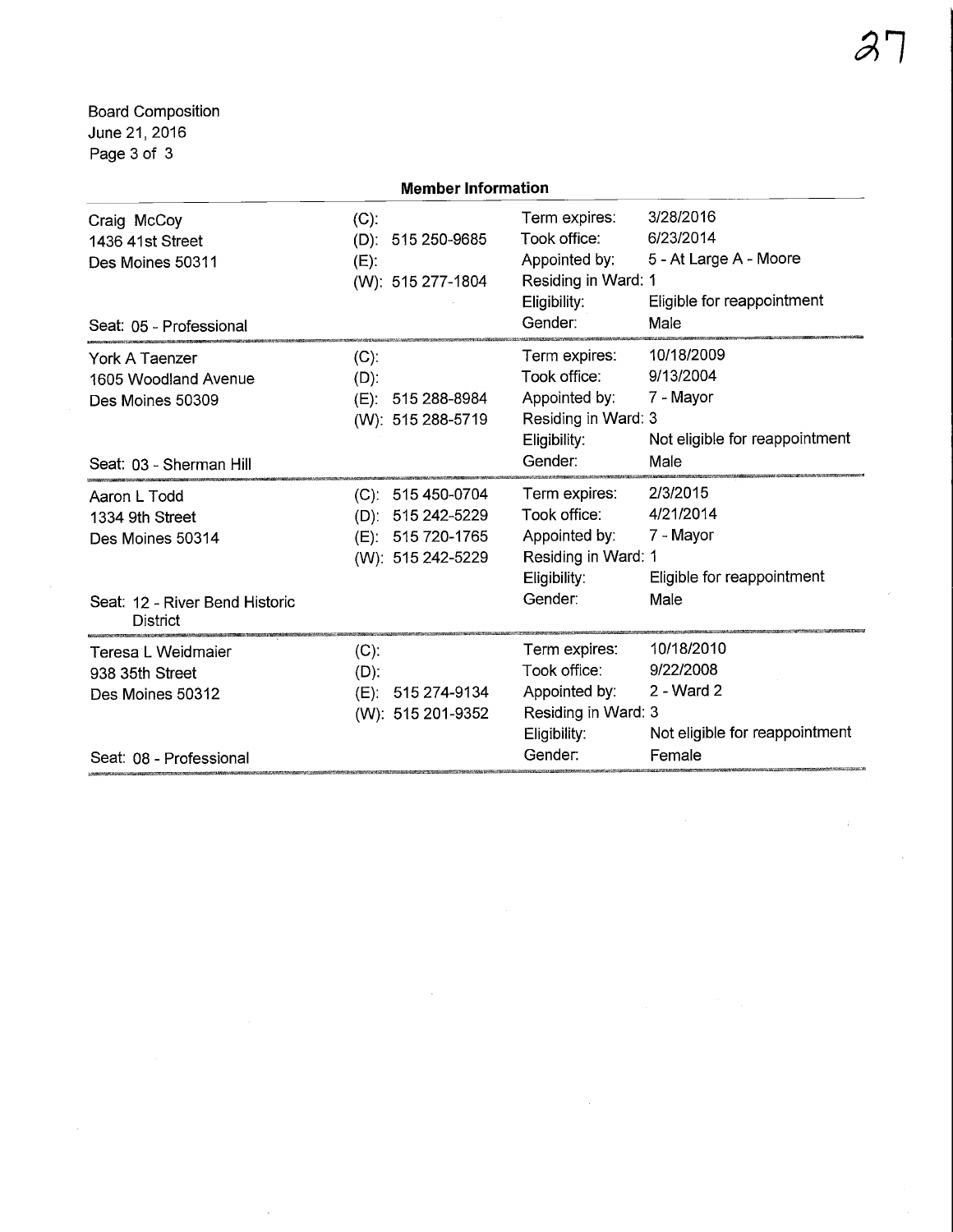Board Composition
June 21, 2016

## Member Information

| | | | |
|---|---|---|---|
| Craig McCoy<br>1436 41st Street<br>Des Moines 50311<br><br>Seat: 05 - Professional | (C):<br>(D): 515 250-9685<br>(E):<br>(W): 515 277-1804 | Term expires:<br>Took office:<br>Appointed by:<br>Residing in Ward:<br>Eligibility:<br>Gender: | 3/28/2016<br>6/23/2014<br>5 - At Large A - Moore<br>1<br>Eligible for reappointment<br>Male |
| York A Taenzer<br>1605 Woodland Avenue<br>Des Moines 50309<br><br>Seat: 03 - Sherman Hill | (C):<br>(D):<br>(E): 515 288-8984<br>(W): 515 288-5719 | Term expires:<br>Took office:<br>Appointed by:<br>Residing in Ward:<br>Eligibility:<br>Gender: | 10/18/2009<br>9/13/2004<br>7 - Mayor<br>3<br>Not eligible for reappointment<br>Male |
| Aaron L Todd<br>1334 9th Street<br>Des Moines 50314<br><br>Seat: 12 - River Bend Historic District | (C): 515 450-0704<br>(D): 515 242-5229<br>(E): 515 720-1765<br>(W): 515 242-5229 | Term expires:<br>Took office:<br>Appointed by:<br>Residing in Ward:<br>Eligibility:<br>Gender: | 2/3/2015<br>4/21/2014<br>7 - Mayor<br>1<br>Eligible for reappointment<br>Male |
| Teresa L Weidmaier<br>938 35th Street<br>Des Moines 50312<br><br>Seat: 08 - Professional | (C):<br>(D):<br>(E): 515 274-9134<br>(W): 515 201-9352 | Term expires:<br>Took office:<br>Appointed by:<br>Residing in Ward:<br>Eligibility:<br>Gender: | 10/18/2010<br>9/22/2008<br>2 - Ward 2<br>3<br>Not eligible for reappointment<br>Female |